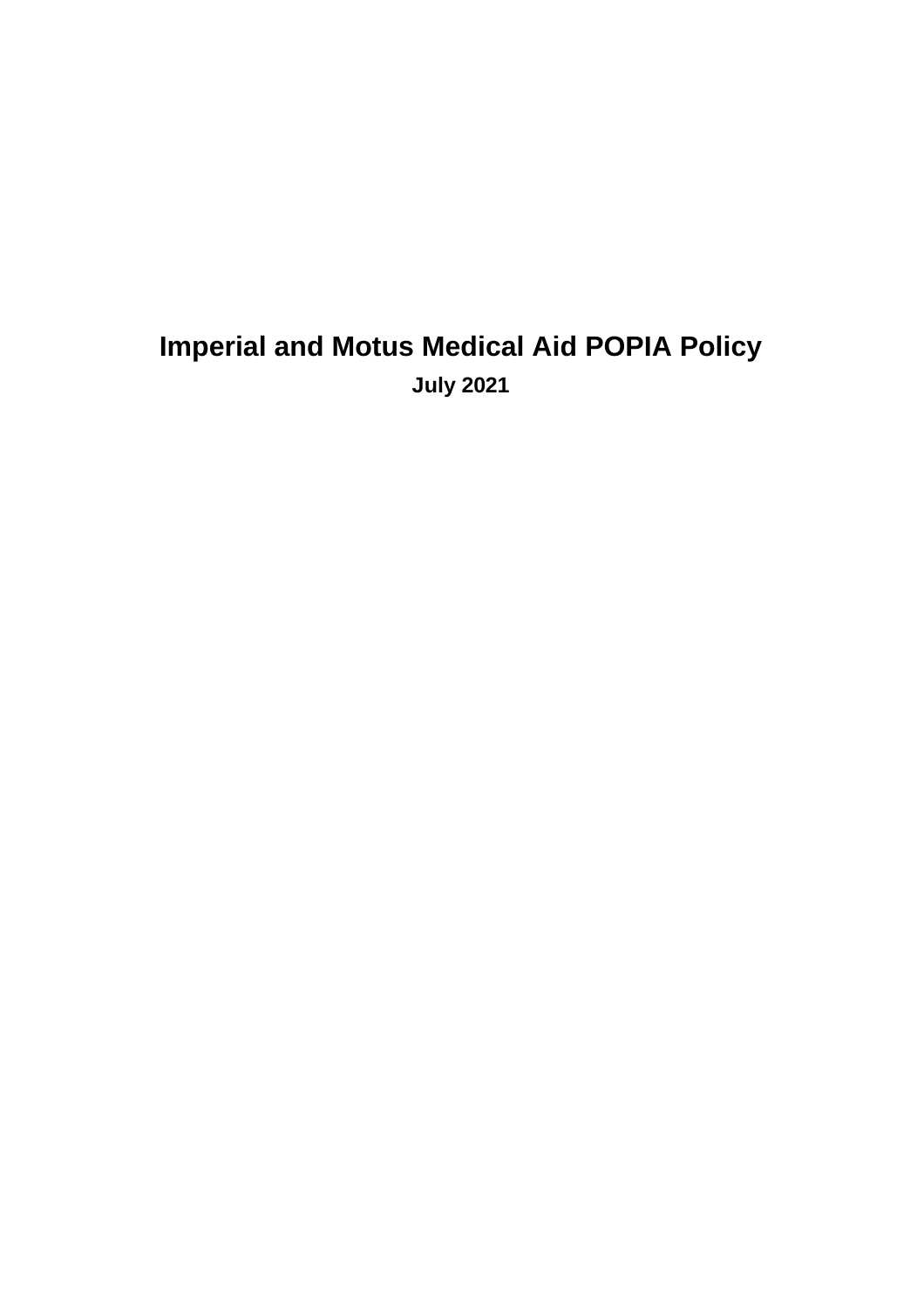# Imperial and Motus Medical Aid POPIA Policy

**July 2021**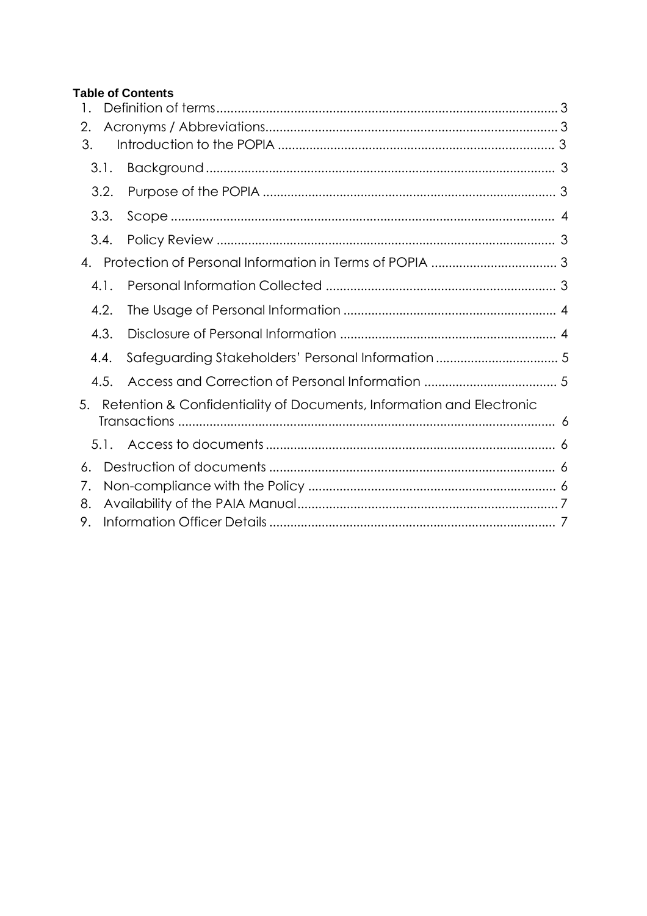**Table of Contents**

1. Definition of terms ........ 3
2. Acronyms / Abbreviations ........ 3
3. Introduction to the POPIA ........ 3
   - 3.1. Background ........ 3
   - 3.2. Purpose of the POPIA ........ 3
   - 3.3. Scope ........ 4
   - 3.4. Policy Review ........ 3
4. Protection of Personal Information in Terms of POPIA ........ 3
   - 4.1. Personal Information Collected ........ 3
   - 4.2. The Usage of Personal Information ........ 4
   - 4.3. Disclosure of Personal Information ........ 4
   - 4.4. Safeguarding Stakeholders' Personal Information ........ 5
   - 4.5. Access and Correction of Personal Information ........ 5
5. Retention & Confidentiality of Documents, Information and Electronic Transactions ........ 6
   - 5.1. Access to documents ........ 6
6. Destruction of documents ........ 6
7. Non-compliance with the Policy ........ 6
8. Availability of the PAIA Manual ........ 7
9. Information Officer Details ........ 7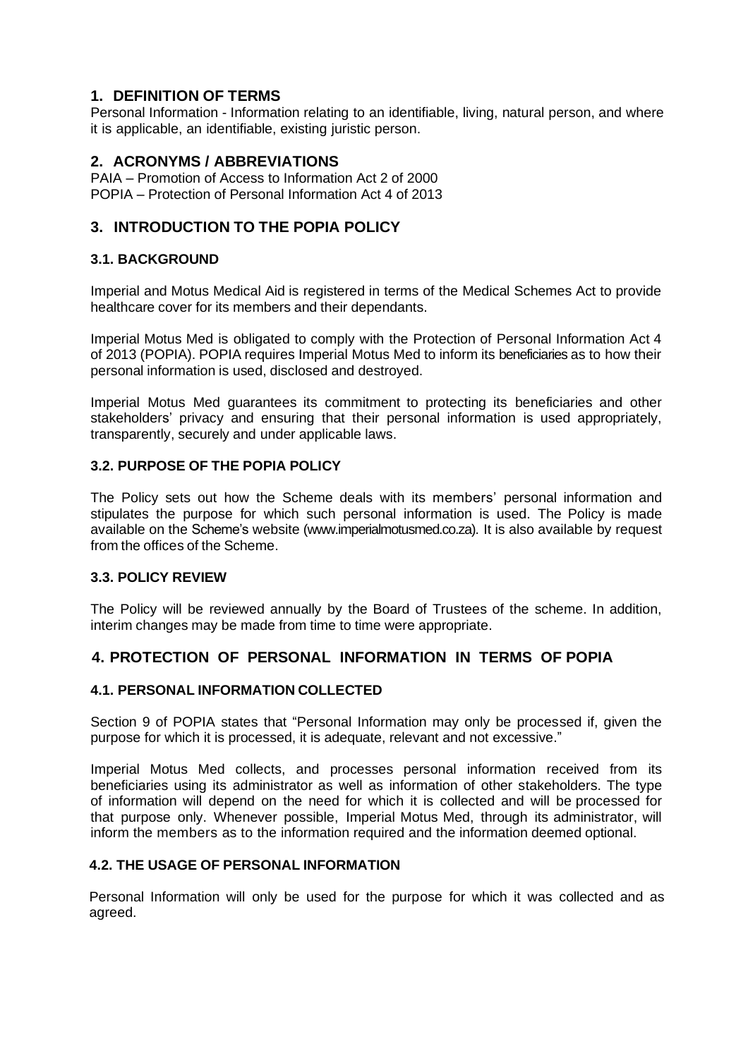## 1. DEFINITION OF TERMS

Personal Information - Information relating to an identifiable, living, natural person, and where it is applicable, an identifiable, existing juristic person.

## 2. ACRONYMS / ABBREVIATIONS

PAIA – Promotion of Access to Information Act 2 of 2000
POPIA – Protection of Personal Information Act 4 of 2013

## 3. INTRODUCTION TO THE POPIA POLICY

### 3.1. BACKGROUND

Imperial and Motus Medical Aid is registered in terms of the Medical Schemes Act to provide healthcare cover for its members and their dependants.

Imperial Motus Med is obligated to comply with the Protection of Personal Information Act 4 of 2013 (POPIA). POPIA requires Imperial Motus Med to inform its beneficiaries as to how their personal information is used, disclosed and destroyed.

Imperial Motus Med guarantees its commitment to protecting its beneficiaries and other stakeholders' privacy and ensuring that their personal information is used appropriately, transparently, securely and under applicable laws.

### 3.2. PURPOSE OF THE POPIA POLICY

The Policy sets out how the Scheme deals with its members' personal information and stipulates the purpose for which such personal information is used. The Policy is made available on the Scheme's website (www.imperialmotusmed.co.za). It is also available by request from the offices of the Scheme.

### 3.3. POLICY REVIEW

The Policy will be reviewed annually by the Board of Trustees of the scheme. In addition, interim changes may be made from time to time were appropriate.

## 4. PROTECTION OF PERSONAL INFORMATION IN TERMS OF POPIA

### 4.1. PERSONAL INFORMATION COLLECTED

Section 9 of POPIA states that "Personal Information may only be processed if, given the purpose for which it is processed, it is adequate, relevant and not excessive."

Imperial Motus Med collects, and processes personal information received from its beneficiaries using its administrator as well as information of other stakeholders. The type of information will depend on the need for which it is collected and will be processed for that purpose only. Whenever possible, Imperial Motus Med, through its administrator, will inform the members as to the information required and the information deemed optional.

### 4.2. THE USAGE OF PERSONAL INFORMATION

Personal Information will only be used for the purpose for which it was collected and as agreed.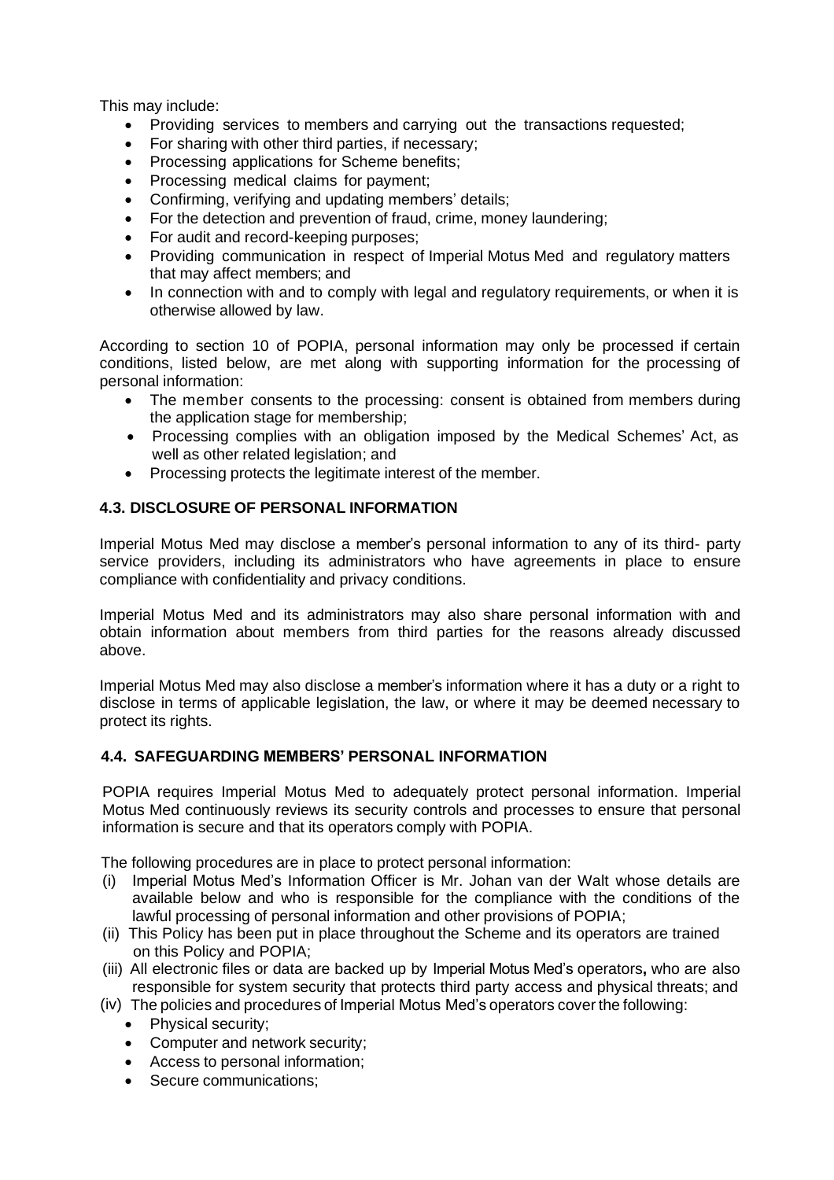This may include:

- Providing services to members and carrying out the transactions requested;
- For sharing with other third parties, if necessary;
- Processing applications for Scheme benefits;
- Processing medical claims for payment;
- Confirming, verifying and updating members' details;
- For the detection and prevention of fraud, crime, money laundering;
- For audit and record-keeping purposes;
- Providing communication in respect of Imperial Motus Med and regulatory matters that may affect members; and
- In connection with and to comply with legal and regulatory requirements, or when it is otherwise allowed by law.

According to section 10 of POPIA, personal information may only be processed if certain conditions, listed below, are met along with supporting information for the processing of personal information:

- The member consents to the processing: consent is obtained from members during the application stage for membership;
- Processing complies with an obligation imposed by the Medical Schemes' Act, as well as other related legislation; and
- Processing protects the legitimate interest of the member.

### 4.3. DISCLOSURE OF PERSONAL INFORMATION

Imperial Motus Med may disclose a member's personal information to any of its third- party service providers, including its administrators who have agreements in place to ensure compliance with confidentiality and privacy conditions.

Imperial Motus Med and its administrators may also share personal information with and obtain information about members from third parties for the reasons already discussed above.

Imperial Motus Med may also disclose a member's information where it has a duty or a right to disclose in terms of applicable legislation, the law, or where it may be deemed necessary to protect its rights.

### 4.4. SAFEGUARDING MEMBERS' PERSONAL INFORMATION

POPIA requires Imperial Motus Med to adequately protect personal information. Imperial Motus Med continuously reviews its security controls and processes to ensure that personal information is secure and that its operators comply with POPIA.

The following procedures are in place to protect personal information:

(i) Imperial Motus Med's Information Officer is Mr. Johan van der Walt whose details are available below and who is responsible for the compliance with the conditions of the lawful processing of personal information and other provisions of POPIA;

(ii) This Policy has been put in place throughout the Scheme and its operators are trained on this Policy and POPIA;

(iii) All electronic files or data are backed up by Imperial Motus Med's operators**,** who are also responsible for system security that protects third party access and physical threats; and

(iv) The policies and procedures of Imperial Motus Med's operators cover the following:

- Physical security;
- Computer and network security;
- Access to personal information;
- Secure communications;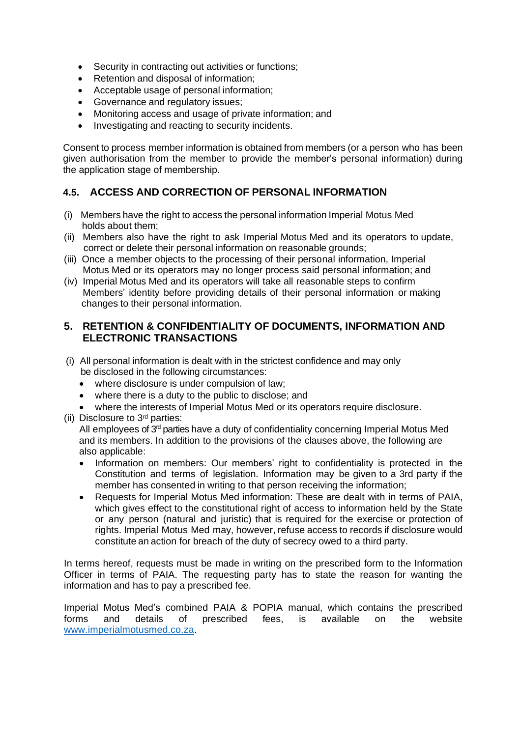- Security in contracting out activities or functions;
- Retention and disposal of information;
- Acceptable usage of personal information;
- Governance and regulatory issues;
- Monitoring access and usage of private information; and
- Investigating and reacting to security incidents.

Consent to process member information is obtained from members (or a person who has been given authorisation from the member to provide the member's personal information) during the application stage of membership.

### 4.5. ACCESS AND CORRECTION OF PERSONAL INFORMATION

(i) Members have the right to access the personal information Imperial Motus Med holds about them;

(ii) Members also have the right to ask Imperial Motus Med and its operators to update, correct or delete their personal information on reasonable grounds;

(iii) Once a member objects to the processing of their personal information, Imperial Motus Med or its operators may no longer process said personal information; and

(iv) Imperial Motus Med and its operators will take all reasonable steps to confirm Members' identity before providing details of their personal information or making changes to their personal information.

## 5. RETENTION & CONFIDENTIALITY OF DOCUMENTS, INFORMATION AND ELECTRONIC TRANSACTIONS

(i) All personal information is dealt with in the strictest confidence and may only be disclosed in the following circumstances:

- where disclosure is under compulsion of law;
- where there is a duty to the public to disclose; and
- where the interests of Imperial Motus Med or its operators require disclosure.

(ii) Disclosure to 3rd parties:

All employees of 3rd parties have a duty of confidentiality concerning Imperial Motus Med and its members. In addition to the provisions of the clauses above, the following are also applicable:

- Information on members: Our members' right to confidentiality is protected in the Constitution and terms of legislation. Information may be given to a 3rd party if the member has consented in writing to that person receiving the information;
- Requests for Imperial Motus Med information: These are dealt with in terms of PAIA, which gives effect to the constitutional right of access to information held by the State or any person (natural and juristic) that is required for the exercise or protection of rights. Imperial Motus Med may, however, refuse access to records if disclosure would constitute an action for breach of the duty of secrecy owed to a third party.

In terms hereof, requests must be made in writing on the prescribed form to the Information Officer in terms of PAIA. The requesting party has to state the reason for wanting the information and has to pay a prescribed fee.

Imperial Motus Med's combined PAIA & POPIA manual, which contains the prescribed forms and details of prescribed fees, is available on the website [www.imperialmotusmed.co.za](http://www.imperialmotusmed.co.za).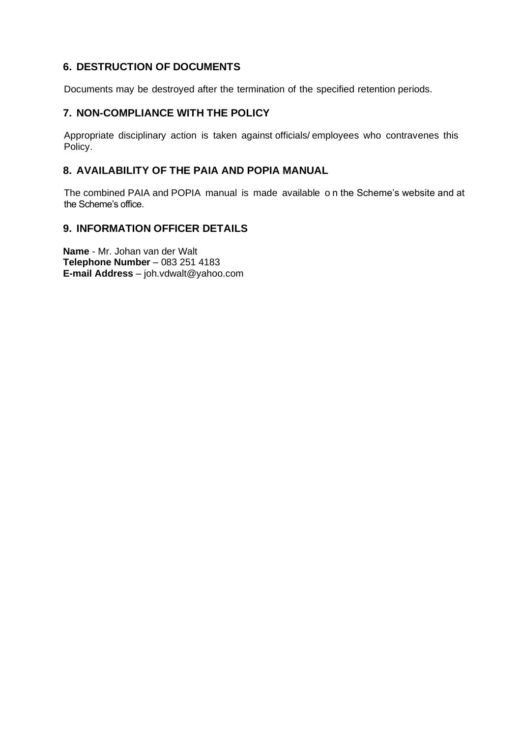## 6. DESTRUCTION OF DOCUMENTS

Documents may be destroyed after the termination of the specified retention periods.

## 7. NON-COMPLIANCE WITH THE POLICY

Appropriate disciplinary action is taken against officials/ employees who contravenes this Policy.

## 8. AVAILABILITY OF THE PAIA AND POPIA MANUAL

The combined PAIA and POPIA manual is made available on the Scheme's website and at the Scheme's office.

## 9. INFORMATION OFFICER DETAILS

**Name** - Mr. Johan van der Walt
**Telephone Number** – 083 251 4183
**E-mail Address** – joh.vdwalt@yahoo.com